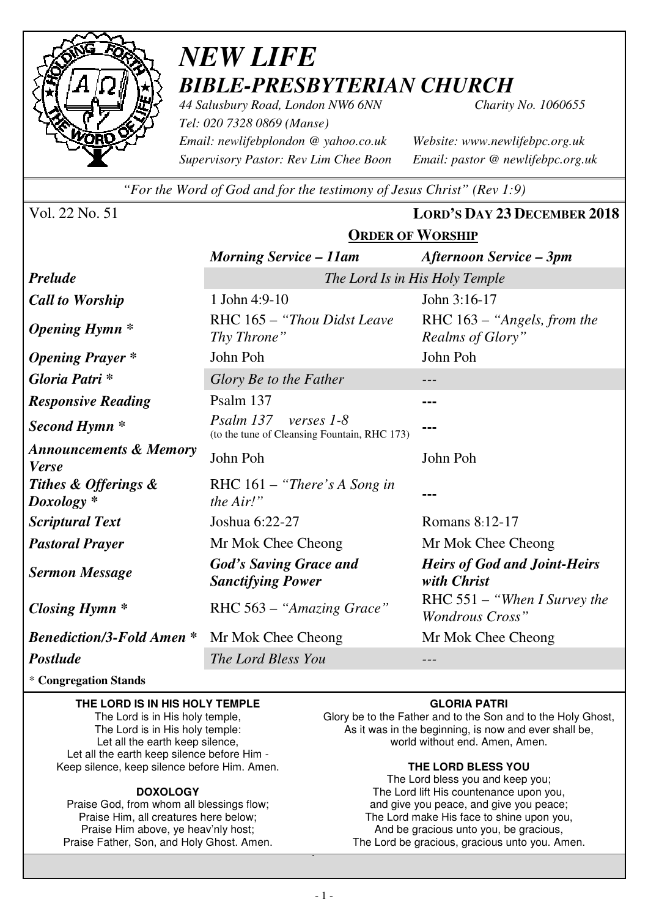# *NEW LIFE*
## *BIBLE-PRESBYTERIAN CHURCH*

*44 Salusbury Road, London NW6 6NN* — *Charity No. 1060655*
*Tel: 020 7328 0869 (Manse)*
*Email: newlifebplondon @ yahoo.co.uk* — *Website: www.newlifebpc.org.uk*
*Supervisory Pastor: Rev Lim Chee Boon* — *Email: pastor @ newlifebpc.org.uk*

*"For the Word of God and for the testimony of Jesus Christ" (Rev 1:9)*

Vol. 22 No. 51 — **LORD'S DAY 23 DECEMBER 2018**

## ORDER OF WORSHIP

| | *Morning Service – 11am* | *Afternoon Service – 3pm* |
|---|---|---|
| ***Prelude*** | *The Lord Is in His Holy Temple* | |
| ***Call to Worship*** | 1 John 4:9-10 | John 3:16-17 |
| ***Opening Hymn **** | RHC 165 – *"Thou Didst Leave Thy Throne"* | RHC 163 – *"Angels, from the Realms of Glory"* |
| ***Opening Prayer **** | John Poh | John Poh |
| ***Gloria Patri **** | *Glory Be to the Father* | --- |
| ***Responsive Reading*** | Psalm 137 | --- |
| ***Second Hymn **** | *Psalm 137 verses 1-8* (to the tune of Cleansing Fountain, RHC 173) | --- |
| ***Announcements & Memory Verse*** | John Poh | John Poh |
| ***Tithes & Offerings & Doxology **** | RHC 161 – *"There's A Song in the Air!"* | --- |
| ***Scriptural Text*** | Joshua 6:22-27 | Romans 8:12-17 |
| ***Pastoral Prayer*** | Mr Mok Chee Cheong | Mr Mok Chee Cheong |
| ***Sermon Message*** | ***God's Saving Grace and Sanctifying Power*** | ***Heirs of God and Joint-Heirs with Christ*** |
| ***Closing Hymn **** | RHC 563 – *"Amazing Grace"* | RHC 551 – *"When I Survey the Wondrous Cross"* |
| ***Benediction/3-Fold Amen **** | Mr Mok Chee Cheong | Mr Mok Chee Cheong |
| ***Postlude*** | *The Lord Bless You* | --- |

\* **Congregation Stands**

**THE LORD IS IN HIS HOLY TEMPLE**

The Lord is in His holy temple,
The Lord is in His holy temple:
Let all the earth keep silence,
Let all the earth keep silence before Him -
Keep silence, keep silence before Him. Amen.

**DOXOLOGY**

Praise God, from whom all blessings flow;
Praise Him, all creatures here below;
Praise Him above, ye heav'nly host;
Praise Father, Son, and Holy Ghost. Amen.

**GLORIA PATRI**

Glory be to the Father and to the Son and to the Holy Ghost,
As it was in the beginning, is now and ever shall be,
world without end. Amen, Amen.

**THE LORD BLESS YOU**

The Lord bless you and keep you;
The Lord lift His countenance upon you,
and give you peace, and give you peace;
The Lord make His face to shine upon you,
And be gracious unto you, be gracious,
The Lord be gracious, gracious unto you. Amen.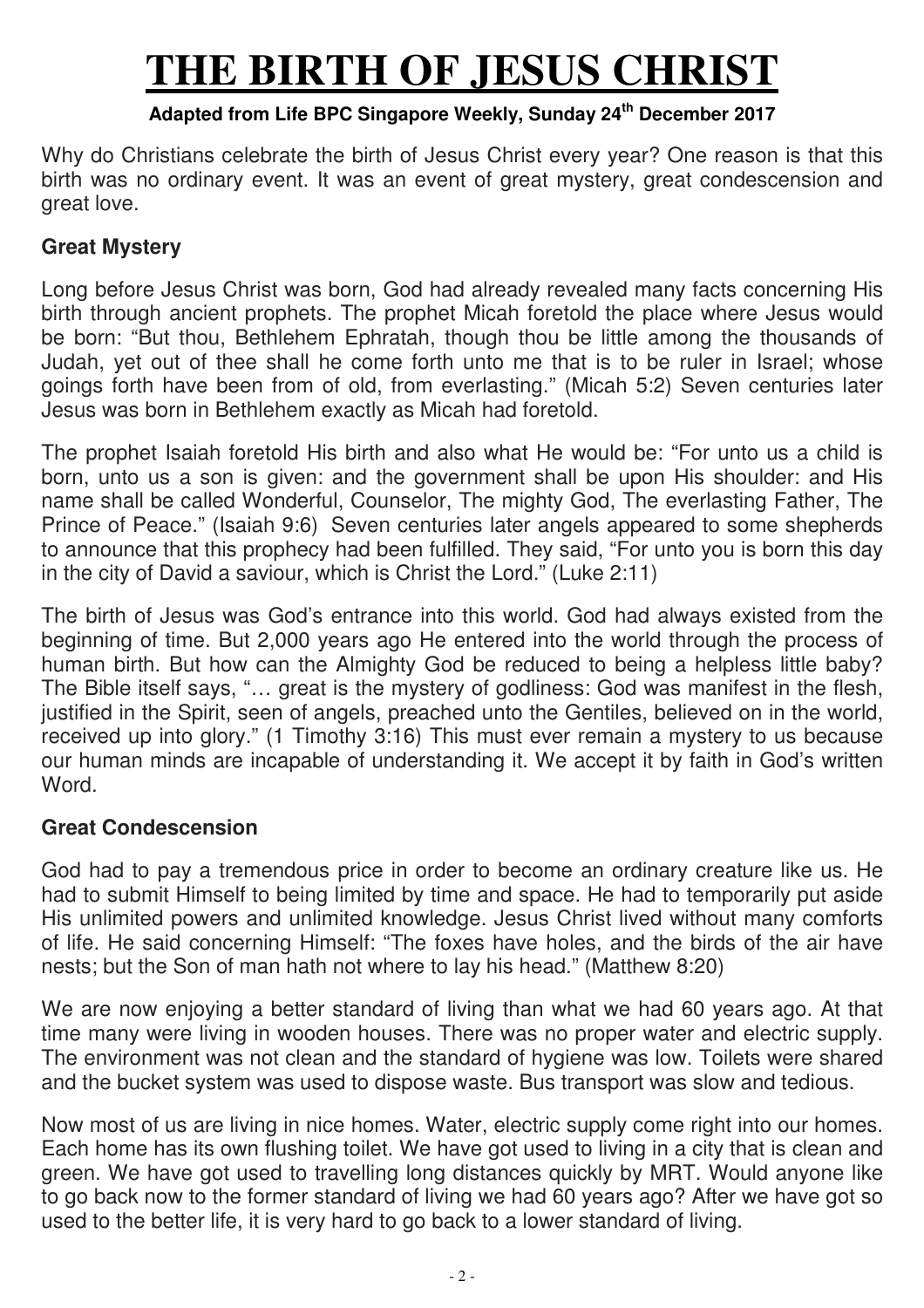# THE BIRTH OF JESUS CHRIST

**Adapted from Life BPC Singapore Weekly, Sunday 24th December 2017**

Why do Christians celebrate the birth of Jesus Christ every year? One reason is that this birth was no ordinary event. It was an event of great mystery, great condescension and great love.

### Great Mystery

Long before Jesus Christ was born, God had already revealed many facts concerning His birth through ancient prophets. The prophet Micah foretold the place where Jesus would be born: "But thou, Bethlehem Ephratah, though thou be little among the thousands of Judah, yet out of thee shall he come forth unto me that is to be ruler in Israel; whose goings forth have been from of old, from everlasting." (Micah 5:2) Seven centuries later Jesus was born in Bethlehem exactly as Micah had foretold.

The prophet Isaiah foretold His birth and also what He would be: "For unto us a child is born, unto us a son is given: and the government shall be upon His shoulder: and His name shall be called Wonderful, Counselor, The mighty God, The everlasting Father, The Prince of Peace." (Isaiah 9:6) Seven centuries later angels appeared to some shepherds to announce that this prophecy had been fulfilled. They said, "For unto you is born this day in the city of David a saviour, which is Christ the Lord." (Luke 2:11)

The birth of Jesus was God's entrance into this world. God had always existed from the beginning of time. But 2,000 years ago He entered into the world through the process of human birth. But how can the Almighty God be reduced to being a helpless little baby? The Bible itself says, "… great is the mystery of godliness: God was manifest in the flesh, justified in the Spirit, seen of angels, preached unto the Gentiles, believed on in the world, received up into glory." (1 Timothy 3:16) This must ever remain a mystery to us because our human minds are incapable of understanding it. We accept it by faith in God's written Word.

### Great Condescension

God had to pay a tremendous price in order to become an ordinary creature like us. He had to submit Himself to being limited by time and space. He had to temporarily put aside His unlimited powers and unlimited knowledge. Jesus Christ lived without many comforts of life. He said concerning Himself: "The foxes have holes, and the birds of the air have nests; but the Son of man hath not where to lay his head." (Matthew 8:20)

We are now enjoying a better standard of living than what we had 60 years ago. At that time many were living in wooden houses. There was no proper water and electric supply. The environment was not clean and the standard of hygiene was low. Toilets were shared and the bucket system was used to dispose waste. Bus transport was slow and tedious.

Now most of us are living in nice homes. Water, electric supply come right into our homes. Each home has its own flushing toilet. We have got used to living in a city that is clean and green. We have got used to travelling long distances quickly by MRT. Would anyone like to go back now to the former standard of living we had 60 years ago? After we have got so used to the better life, it is very hard to go back to a lower standard of living.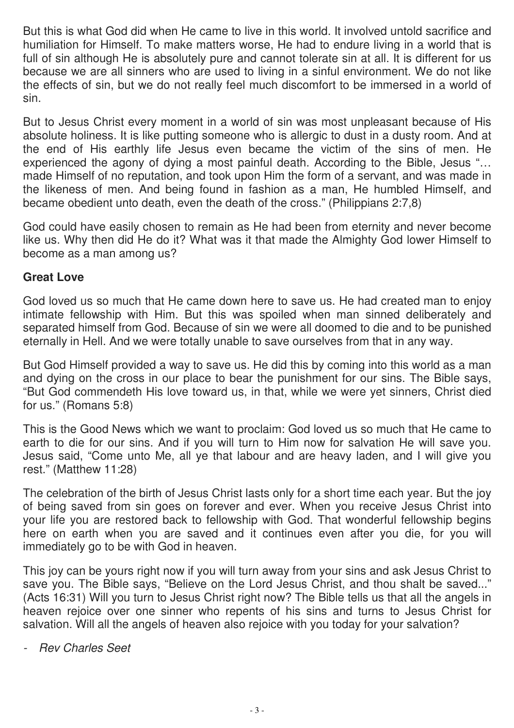But this is what God did when He came to live in this world. It involved untold sacrifice and humiliation for Himself. To make matters worse, He had to endure living in a world that is full of sin although He is absolutely pure and cannot tolerate sin at all. It is different for us because we are all sinners who are used to living in a sinful environment. We do not like the effects of sin, but we do not really feel much discomfort to be immersed in a world of sin.

But to Jesus Christ every moment in a world of sin was most unpleasant because of His absolute holiness. It is like putting someone who is allergic to dust in a dusty room. And at the end of His earthly life Jesus even became the victim of the sins of men. He experienced the agony of dying a most painful death. According to the Bible, Jesus "… made Himself of no reputation, and took upon Him the form of a servant, and was made in the likeness of men. And being found in fashion as a man, He humbled Himself, and became obedient unto death, even the death of the cross." (Philippians 2:7,8)

God could have easily chosen to remain as He had been from eternity and never become like us. Why then did He do it? What was it that made the Almighty God lower Himself to become as a man among us?

**Great Love**

God loved us so much that He came down here to save us. He had created man to enjoy intimate fellowship with Him. But this was spoiled when man sinned deliberately and separated himself from God. Because of sin we were all doomed to die and to be punished eternally in Hell. And we were totally unable to save ourselves from that in any way.

But God Himself provided a way to save us. He did this by coming into this world as a man and dying on the cross in our place to bear the punishment for our sins. The Bible says, "But God commendeth His love toward us, in that, while we were yet sinners, Christ died for us." (Romans 5:8)

This is the Good News which we want to proclaim: God loved us so much that He came to earth to die for our sins. And if you will turn to Him now for salvation He will save you. Jesus said, "Come unto Me, all ye that labour and are heavy laden, and I will give you rest." (Matthew 11:28)

The celebration of the birth of Jesus Christ lasts only for a short time each year. But the joy of being saved from sin goes on forever and ever. When you receive Jesus Christ into your life you are restored back to fellowship with God. That wonderful fellowship begins here on earth when you are saved and it continues even after you die, for you will immediately go to be with God in heaven.

This joy can be yours right now if you will turn away from your sins and ask Jesus Christ to save you. The Bible says, "Believe on the Lord Jesus Christ, and thou shalt be saved..." (Acts 16:31) Will you turn to Jesus Christ right now? The Bible tells us that all the angels in heaven rejoice over one sinner who repents of his sins and turns to Jesus Christ for salvation. Will all the angels of heaven also rejoice with you today for your salvation?

- *Rev Charles Seet*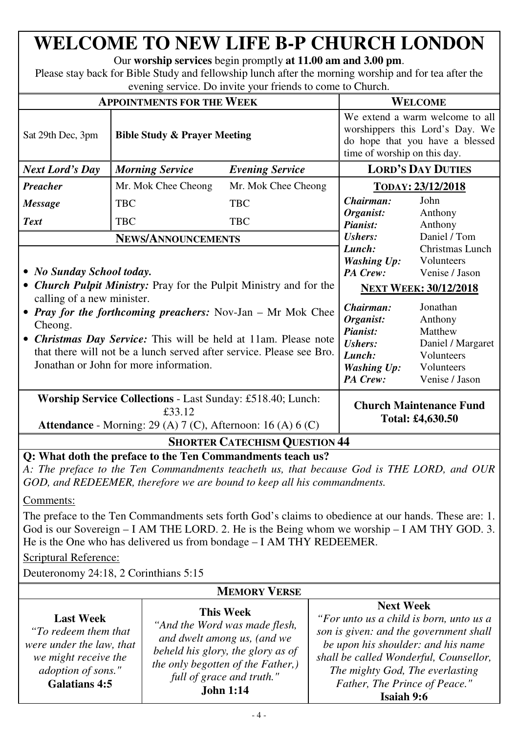# WELCOME TO NEW LIFE B-P CHURCH LONDON

Our **worship services** begin promptly **at 11.00 am and 3.00 pm**.
Please stay back for Bible Study and fellowship lunch after the morning worship and for tea after the evening service. Do invite your friends to come to Church.

## APPOINTMENTS FOR THE WEEK

| | | |
|---|---|---|
| Sat 29th Dec, 3pm | **Bible Study & Prayer Meeting** | |
| ***Next Lord's Day*** | ***Morning Service*** | ***Evening Service*** |
| ***Preacher*** | Mr. Mok Chee Cheong | Mr. Mok Chee Cheong |
| ***Message*** | TBC | TBC |
| ***Text*** | TBC | TBC |

## NEWS/ANNOUNCEMENTS

- ***No Sunday School today.***
- ***Church Pulpit Ministry:*** Pray for the Pulpit Ministry and for the calling of a new minister.
- ***Pray for the forthcoming preachers:*** Nov-Jan – Mr Mok Chee Cheong.
- ***Christmas Day Service:*** This will be held at 11am. Please note that there will not be a lunch served after service. Please see Bro. Jonathan or John for more information.

**Worship Service Collections** - Last Sunday: £518.40; Lunch: £33.12
**Attendance** - Morning: 29 (A) 7 (C), Afternoon: 16 (A) 6 (C)

## WELCOME

We extend a warm welcome to all worshippers this Lord's Day. We do hope that you have a blessed time of worship on this day.

## LORD'S DAY DUTIES

**TODAY: 23/12/2018**

| | |
|---|---|
| ***Chairman:*** | John |
| ***Organist:*** | Anthony |
| ***Pianist:*** | Anthony |
| ***Ushers:*** | Daniel / Tom |
| ***Lunch:*** | Christmas Lunch |
| ***Washing Up:*** | Volunteers |
| ***PA Crew:*** | Venise / Jason |

**NEXT WEEK: 30/12/2018**

| | |
|---|---|
| ***Chairman:*** | Jonathan |
| ***Organist:*** | Anthony |
| ***Pianist:*** | Matthew |
| ***Ushers:*** | Daniel / Margaret |
| ***Lunch:*** | Volunteers |
| ***Washing Up:*** | Volunteers |
| ***PA Crew:*** | Venise / Jason |

**Church Maintenance Fund Total: £4,630.50**

## SHORTER CATECHISM QUESTION 44

**Q: What doth the preface to the Ten Commandments teach us?**

*A: The preface to the Ten Commandments teacheth us, that because God is THE LORD, and OUR GOD, and REDEEMER, therefore we are bound to keep all his commandments.*

Comments:

The preface to the Ten Commandments sets forth God's claims to obedience at our hands. These are: 1. God is our Sovereign – I AM THE LORD. 2. He is the Being whom we worship – I AM THY GOD. 3. He is the One who has delivered us from bondage – I AM THY REDEEMER.

Scriptural Reference:

Deuteronomy 24:18, 2 Corinthians 5:15

## MEMORY VERSE

**Last Week**
*"To redeem them that were under the law, that we might receive the adoption of sons."*
**Galatians 4:5**

**This Week**
*"And the Word was made flesh, and dwelt among us, (and we beheld his glory, the glory as of the only begotten of the Father,) full of grace and truth."*
**John 1:14**

**Next Week**
*"For unto us a child is born, unto us a son is given: and the government shall be upon his shoulder: and his name shall be called Wonderful, Counsellor, The mighty God, The everlasting Father, The Prince of Peace."*
**Isaiah 9:6**